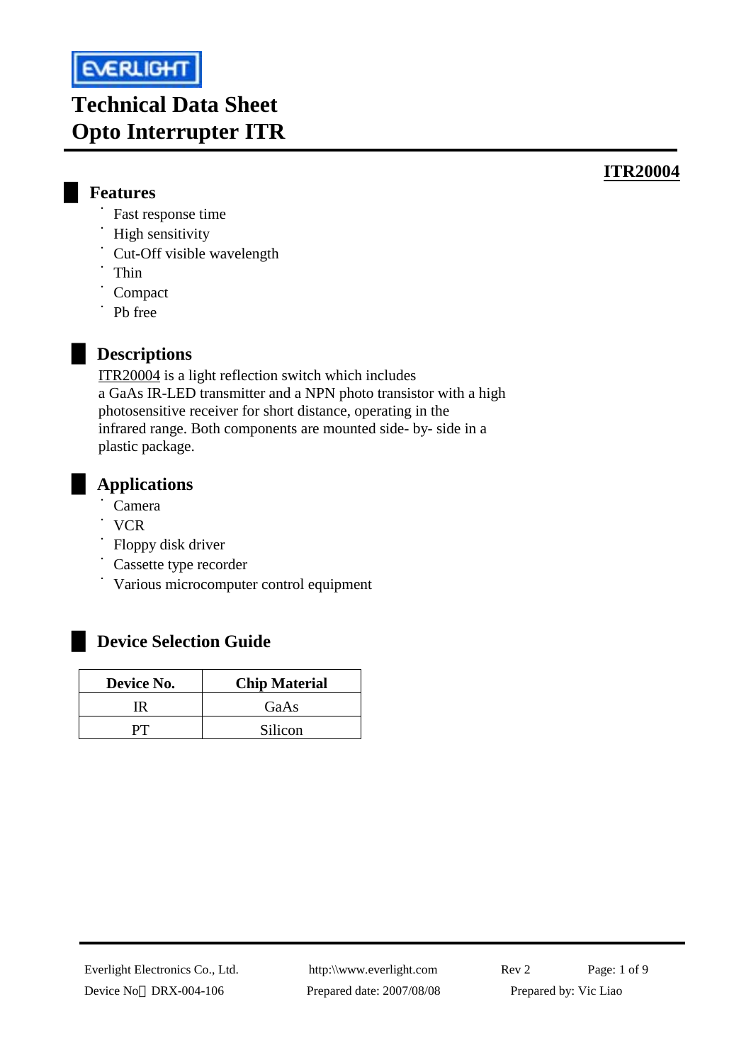# Technical Data Sheet
# Opto Interrupter ITR

**ITR20004**

## Features

- Fast response time
- High sensitivity
- Cut-Off visible wavelength
- Thin
- Compact
- Pb free

## Descriptions

ITR20004 is a light reflection switch which includes a GaAs IR-LED transmitter and a NPN photo transistor with a high photosensitive receiver for short distance, operating in the infrared range. Both components are mounted side- by- side in a plastic package.

## Applications

- Camera
- VCR
- Floppy disk driver
- Cassette type recorder
- Various microcomputer control equipment

## Device Selection Guide

| Device No. | Chip Material |
|---|---|
| IR | GaAs |
| PT | Silicon |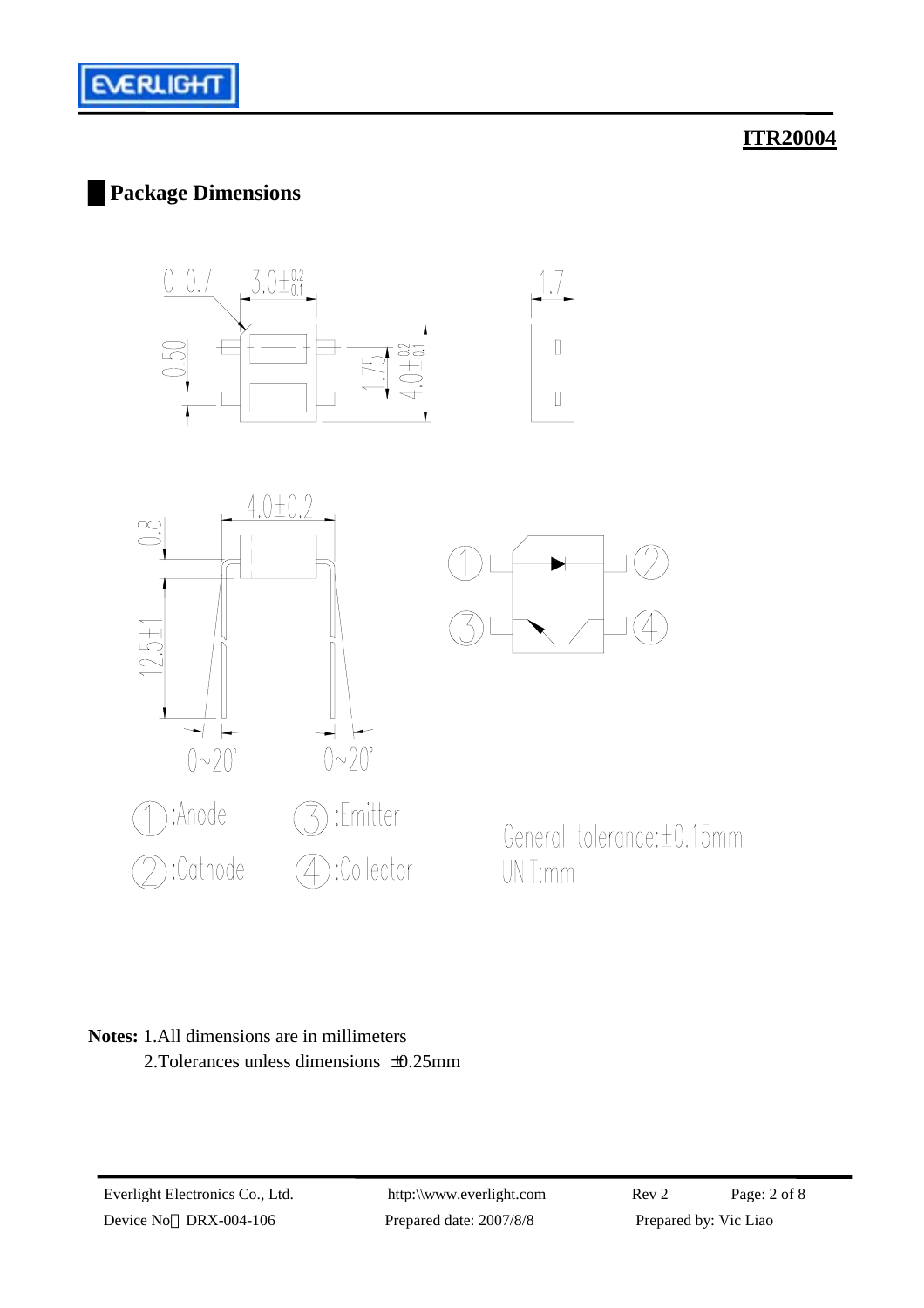## Package Dimensions

①:Anode ③:Emitter

②:Cathode ④:Collector

General tolerance:±0.15mm

UNIT:mm

**Notes:** 1.All dimensions are in millimeters

2.Tolerances unless dimensions ±0.25mm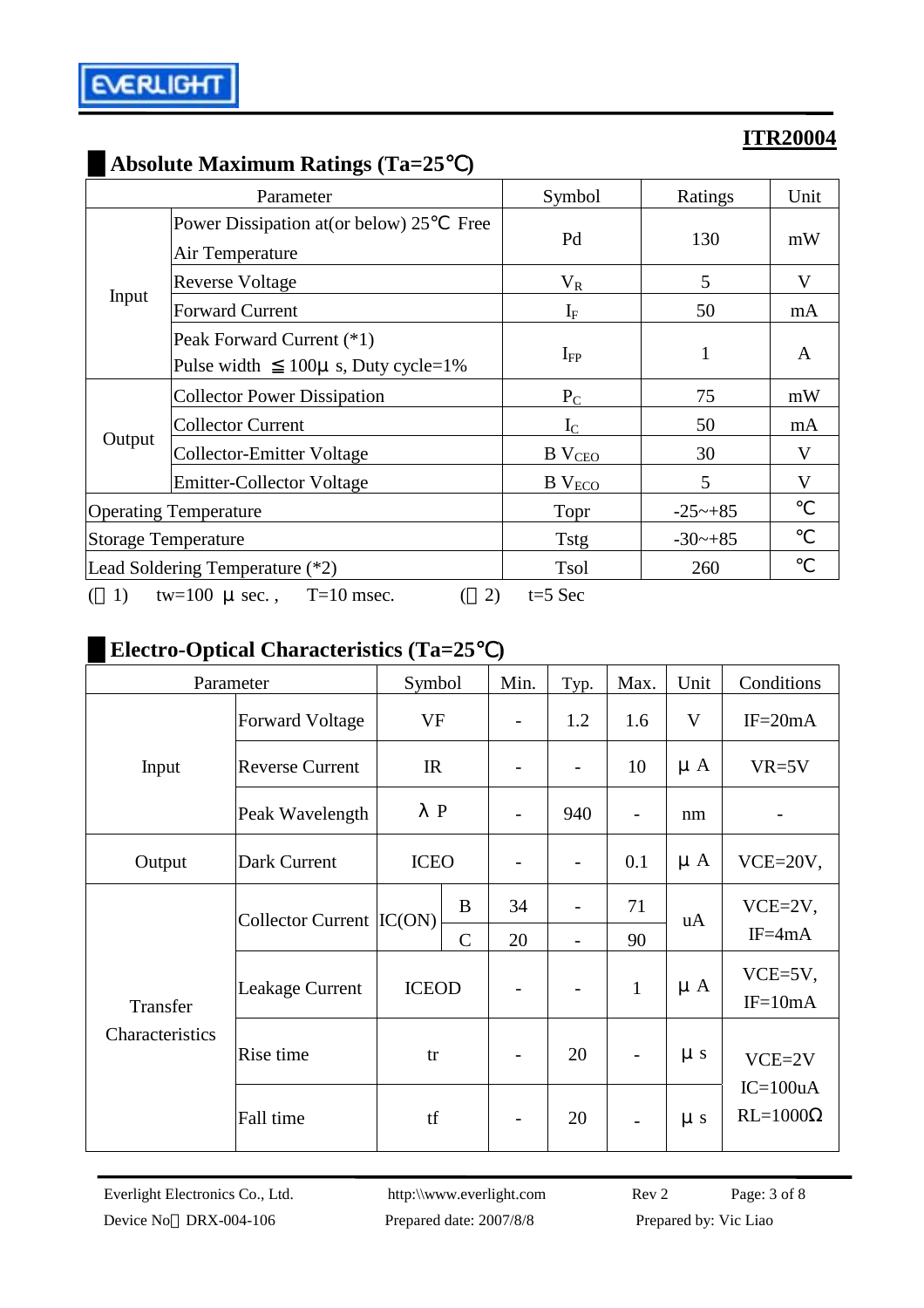**ITR20004**

## Absolute Maximum Ratings (Ta=25℃)

| Parameter | | Symbol | Ratings | Unit |
|---|---|---|---|---|
| Input | Power Dissipation at(or below) 25℃ Free Air Temperature | Pd | 130 | mW |
| | Reverse Voltage | $V_R$ | 5 | V |
| | Forward Current | $I_F$ | 50 | mA |
| | Peak Forward Current (*1) Pulse width ≦100μs, Duty cycle=1% | $I_{FP}$ | 1 | A |
| Output | Collector Power Dissipation | $P_C$ | 75 | mW |
| | Collector Current | $I_C$ | 50 | mA |
| | Collector-Emitter Voltage | B $V_{CEO}$ | 30 | V |
| | Emitter-Collector Voltage | B $V_{ECO}$ | 5 | V |
| Operating Temperature | | Topr | -25~+85 | ℃ |
| Storage Temperature | | Tstg | -30~+85 | ℃ |
| Lead Soldering Temperature (*2) | | Tsol | 260 | ℃ |

(*1) tw=100 μsec., T=10 msec. (*2) t=5 Sec

## Electro-Optical Characteristics (Ta=25℃)

| Parameter | | Symbol | | Min. | Typ. | Max. | Unit | Conditions |
|---|---|---|---|---|---|---|---|---|
| Input | Forward Voltage | VF | | - | 1.2 | 1.6 | V | IF=20mA |
| | Reverse Current | IR | | - | - | 10 | μA | VR=5V |
| | Peak Wavelength | λP | | - | 940 | - | nm | - |
| Output | Dark Current | ICEO | | - | - | 0.1 | μA | VCE=20V, |
| Transfer Characteristics | Collector Current | IC(ON) | B | 34 | - | 71 | uA | VCE=2V, IF=4mA |
| | | | C | 20 | - | 90 | | |
| | Leakage Current | ICEOD | | - | - | 1 | μA | VCE=5V, IF=10mA |
| | Rise time | tr | | - | 20 | - | μs | VCE=2V IC=100uA RL=1000Ω |
| | Fall time | tf | | - | 20 | - | μs | |

Everlight Electronics Co., Ltd. http:\\www.everlight.com Rev 2
Device No：DRX-004-106 Prepared date: 2007/8/8 Prepared by: Vic Liao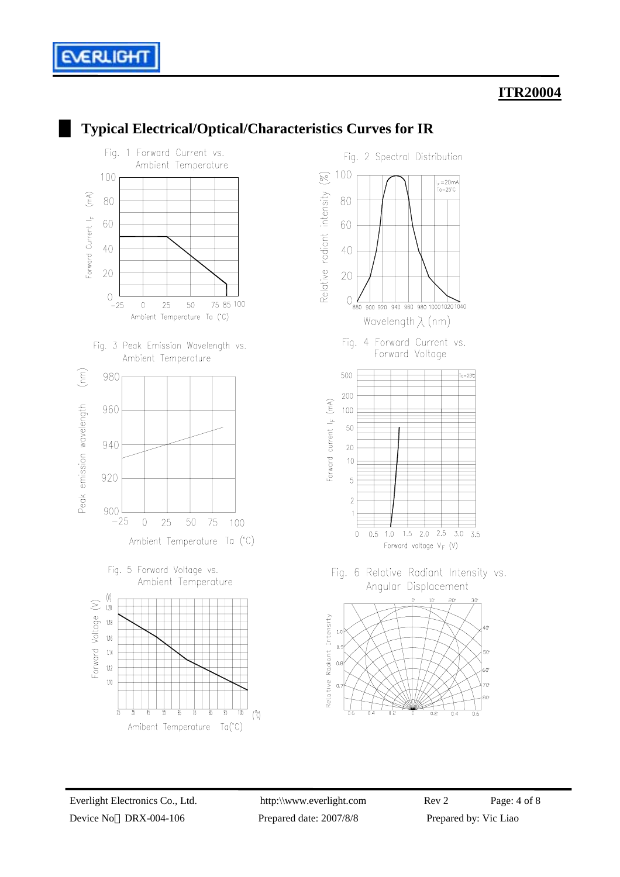## Typical Electrical/Optical/Characteristics Curves for IR

Fig. 1 Forward Current vs. Ambient Temperature

Fig. 2 Spectral Distribution

Fig. 3 Peak Emission Wavelength vs. Ambient Temperature

Fig. 4 Forward Current vs. Forward Voltage

Fig. 5 Forward Voltage vs. Ambient Temperature

Fig. 6 Relative Radiant Intensity vs. Angular Displacement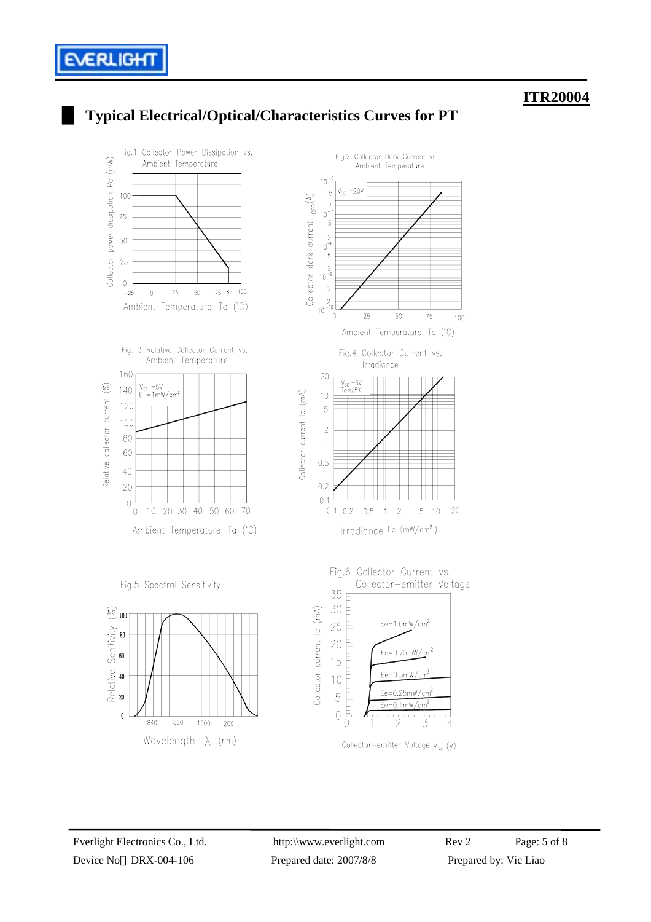## Typical Electrical/Optical/Characteristics Curves for PT

Fig.1 Collector Power Dissipation vs. Ambient Temperature

Fig.2 Collector Dark Current vs. Ambient Temperature

Fig. 3 Relative Collector Current vs. Ambient Temperature

Fig.4 Collector Current vs. Irradiance

Fig.5 Spectral Sensitivity

Fig.6 Collector Current vs. Collector-emitter Voltage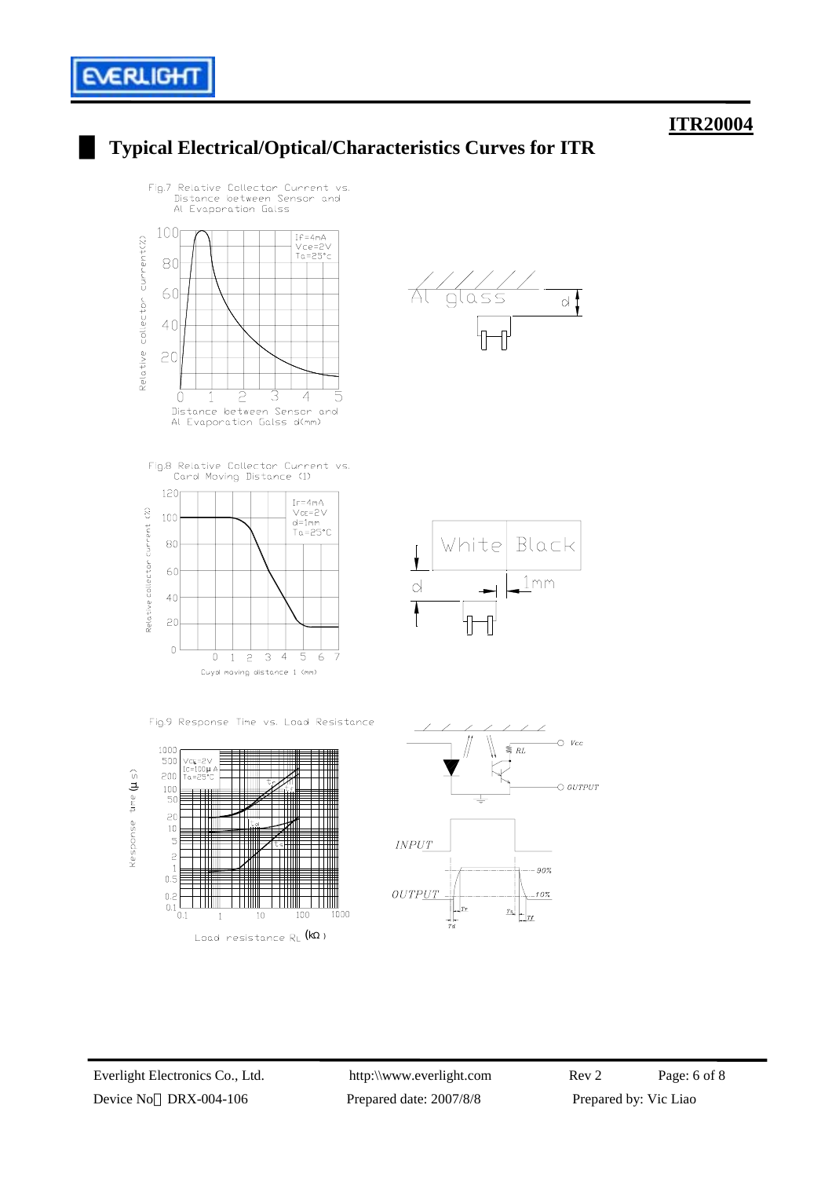## Typical Electrical/Optical/Characteristics Curves for ITR

Fig.7 Relative Collector Current vs. Distance between Sensor and Al Evaporation Gaiss

Fig.8 Relative Collector Current vs. Card Moving Distance (1)

Fig.9 Response Time vs. Load Resistance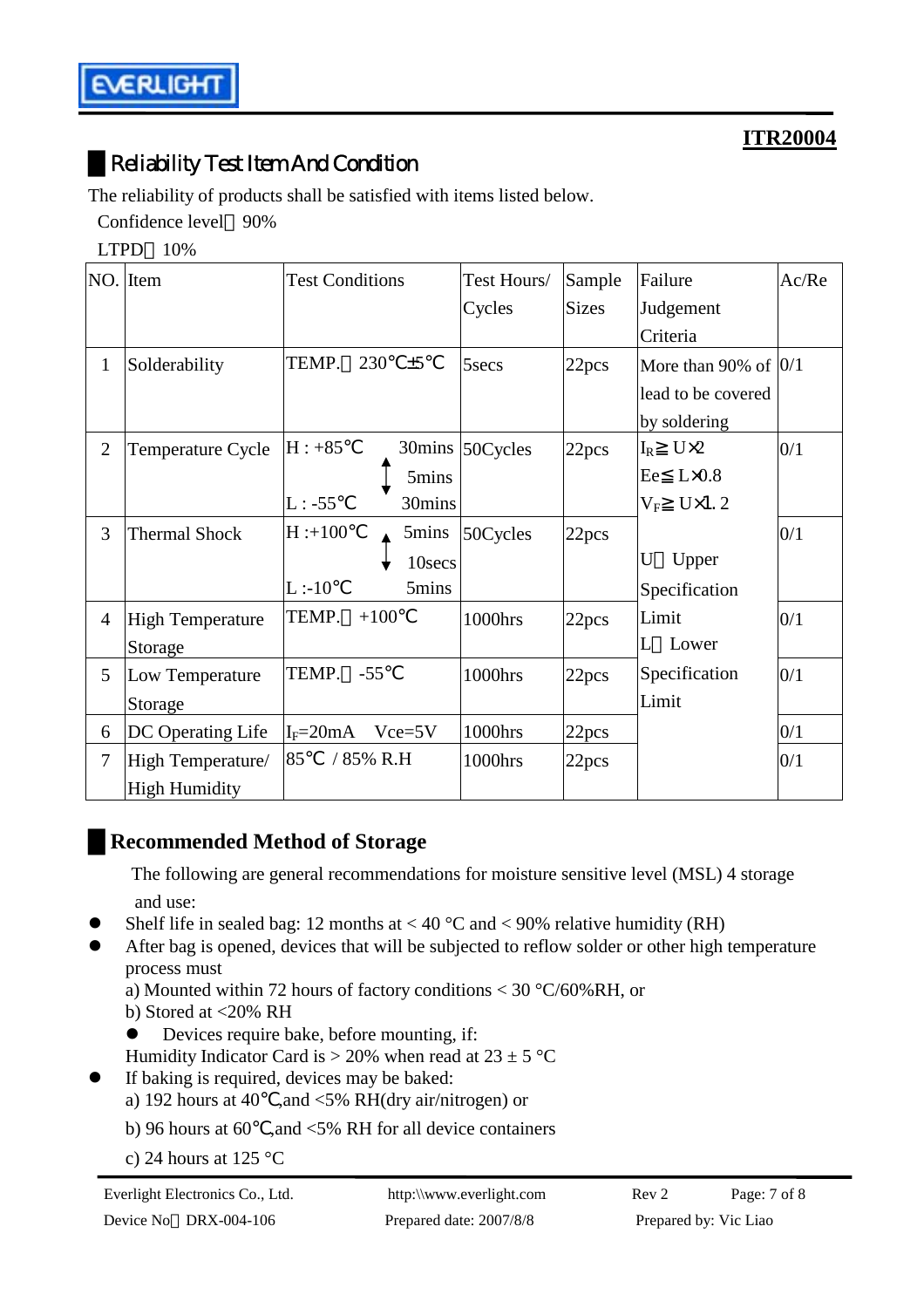## Reliability Test Item And Condition

The reliability of products shall be satisfied with items listed below.

Confidence level：90%

LTPD：10%

| NO. | Item | Test Conditions | Test Hours/ Cycles | Sample Sizes | Failure Judgement Criteria | Ac/Re |
|---|---|---|---|---|---|---|
| 1 | Solderability | TEMP.：230℃±5℃ | 5secs | 22pcs | More than 90% of lead to be covered by soldering | 0/1 |
| 2 | Temperature Cycle | H : +85℃ 30mins ↕ 5mins L : -55℃ 30mins | 50Cycles | 22pcs | $I_R$≧U×2<br>Ee≦L×0.8<br>$V_F$≧U×1.2<br><br>U：Upper Specification Limit<br>L：Lower Specification Limit | 0/1 |
| 3 | Thermal Shock | H :+100℃ 5mins ↕ 10secs L :-10℃ 5mins | 50Cycles | 22pcs | | 0/1 |
| 4 | High Temperature Storage | TEMP.：+100℃ | 1000hrs | 22pcs | | 0/1 |
| 5 | Low Temperature Storage | TEMP.：-55℃ | 1000hrs | 22pcs | | 0/1 |
| 6 | DC Operating Life | $I_F$=20mA Vce=5V | 1000hrs | 22pcs | | 0/1 |
| 7 | High Temperature/ High Humidity | 85℃ / 85% R.H | 1000hrs | 22pcs | | 0/1 |

## Recommended Method of Storage

The following are general recommendations for moisture sensitive level (MSL) 4 storage and use:

- Shelf life in sealed bag: 12 months at < 40 °C and < 90% relative humidity (RH)
- After bag is opened, devices that will be subjected to reflow solder or other high temperature process must
  a) Mounted within 72 hours of factory conditions < 30 °C/60%RH, or
  b) Stored at <20% RH
  - Devices require bake, before mounting, if:
  
  Humidity Indicator Card is > 20% when read at 23 ± 5 °C
- If baking is required, devices may be baked:
  a) 192 hours at 40℃,and <5% RH(dry air/nitrogen) or
  b) 96 hours at 60℃,and <5% RH for all device containers
  c) 24 hours at 125 °C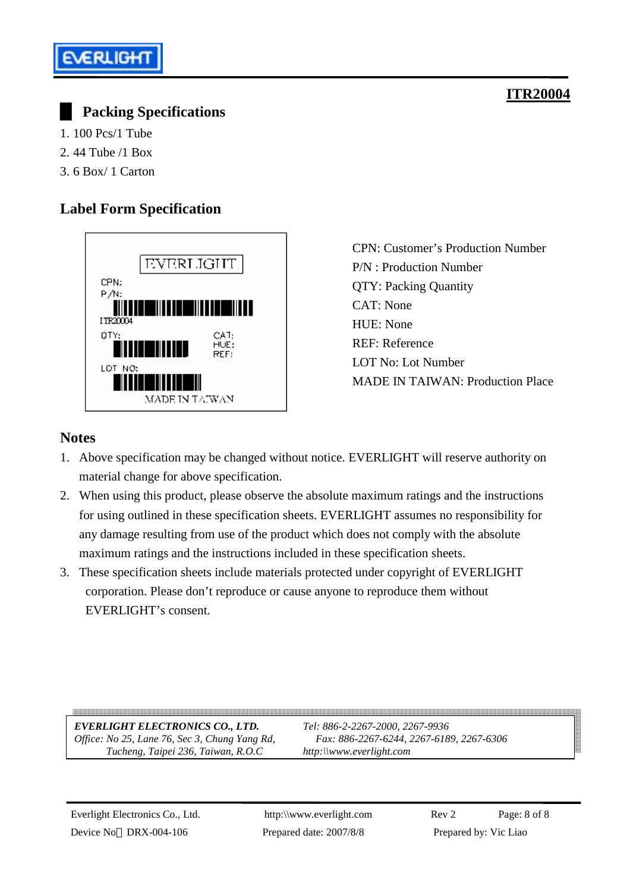## Packing Specifications

1. 100 Pcs/1 Tube
2. 44 Tube /1 Box
3. 6 Box/ 1 Carton

## Label Form Specification

CPN: Customer's Production Number
P/N : Production Number
QTY: Packing Quantity
CAT: None
HUE: None
REF: Reference
LOT No: Lot Number
MADE IN TAIWAN: Production Place

## Notes

1. Above specification may be changed without notice. EVERLIGHT will reserve authority on material change for above specification.
2. When using this product, please observe the absolute maximum ratings and the instructions for using outlined in these specification sheets. EVERLIGHT assumes no responsibility for any damage resulting from use of the product which does not comply with the absolute maximum ratings and the instructions included in these specification sheets.
3. These specification sheets include materials protected under copyright of EVERLIGHT corporation. Please don't reproduce or cause anyone to reproduce them without EVERLIGHT's consent.

***EVERLIGHT ELECTRONICS CO., LTD.***
*Office: No 25, Lane 76, Sec 3, Chung Yang Rd, Tucheng, Taipei 236, Taiwan, R.O.C*
*Tel: 886-2-2267-2000, 2267-9936*
*Fax: 886-2-2267-6244, 2267-6189, 2267-6306*
*http:\\www.everlight.com*